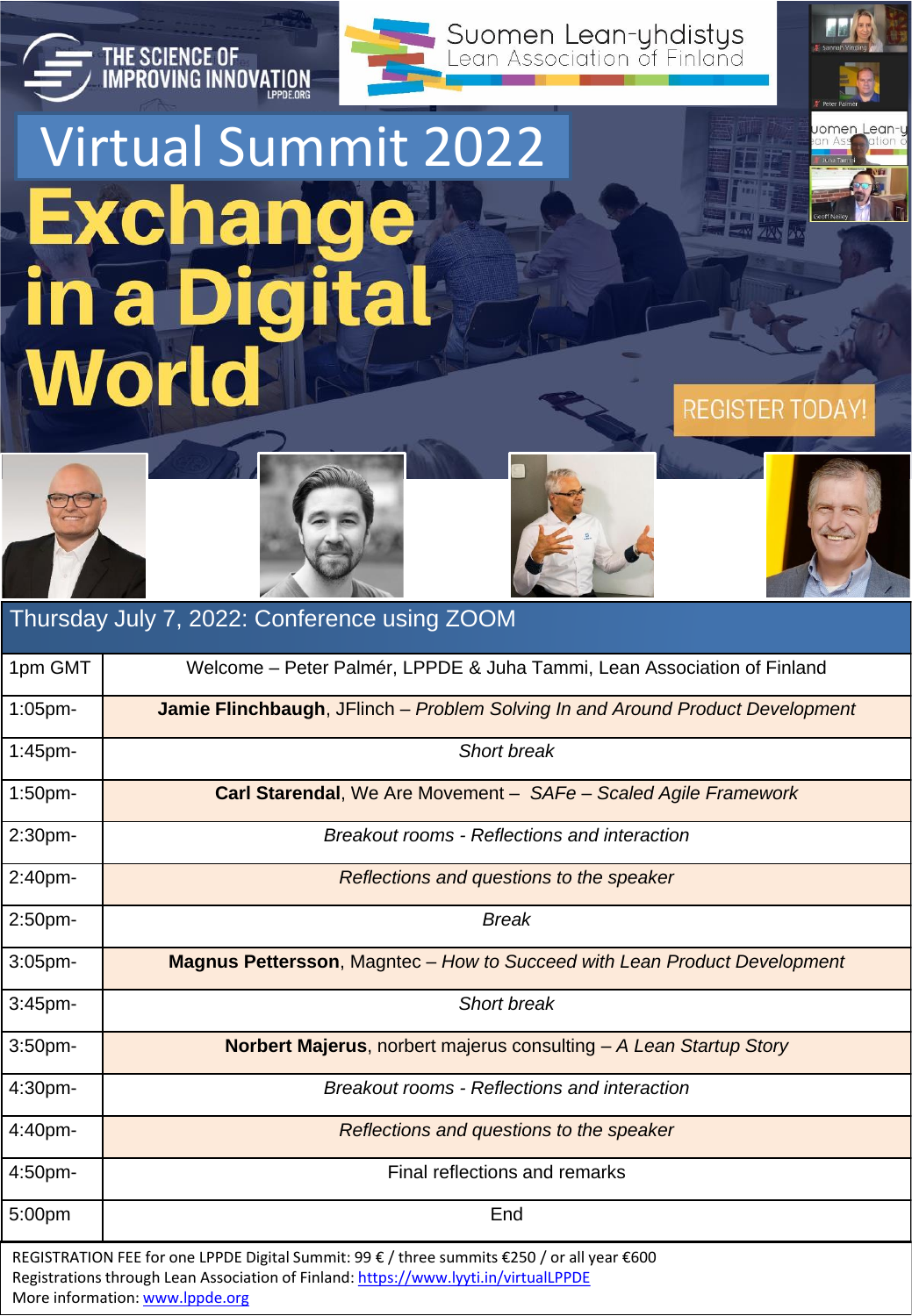THE SCIENCE OF IMPROVING INNOVATION
LPPDE.ORG

Suomen Lean-yhdistys
Lean Association of Finland

# Virtual Summit 2022

# Exchange in a Digital World

REGISTER TODAY!

## Thursday July 7, 2022: Conference using ZOOM

| Time | Program |
|---|---|
| 1pm GMT | Welcome – Peter Palmér, LPPDE & Juha Tammi, Lean Association of Finland |
| 1:05pm- | **Jamie Flinchbaugh**, JFlinch – *Problem Solving In and Around Product Development* |
| 1:45pm- | *Short break* |
| 1:50pm- | **Carl Starendal**, We Are Movement – *SAFe – Scaled Agile Framework* |
| 2:30pm- | *Breakout rooms - Reflections and interaction* |
| 2:40pm- | *Reflections and questions to the speaker* |
| 2:50pm- | *Break* |
| 3:05pm- | **Magnus Pettersson**, Magntec – *How to Succeed with Lean Product Development* |
| 3:45pm- | *Short break* |
| 3:50pm- | **Norbert Majerus**, norbert majerus consulting – *A Lean Startup Story* |
| 4:30pm- | *Breakout rooms - Reflections and interaction* |
| 4:40pm- | *Reflections and questions to the speaker* |
| 4:50pm- | Final reflections and remarks |
| 5:00pm | End |

REGISTRATION FEE for one LPPDE Digital Summit: 99 € / three summits €250 / or all year €600
Registrations through Lean Association of Finland: https://www.lyyti.in/virtualLPPDE
More information: www.lppde.org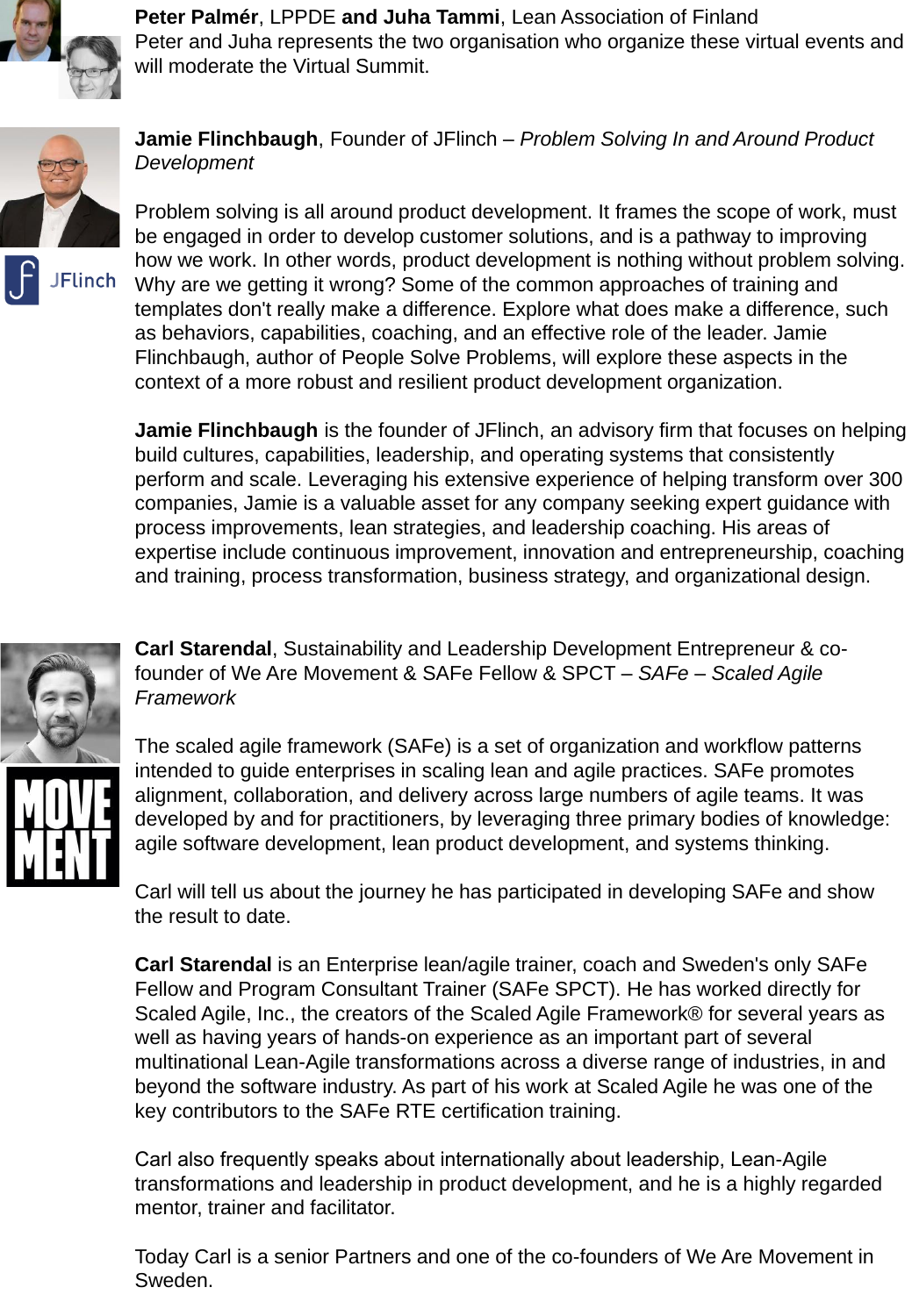**Peter Palmér**, LPPDE **and Juha Tammi**, Lean Association of Finland
Peter and Juha represents the two organisation who organize these virtual events and will moderate the Virtual Summit.

**Jamie Flinchbaugh**, Founder of JFlinch – *Problem Solving In and Around Product Development*

Problem solving is all around product development. It frames the scope of work, must be engaged in order to develop customer solutions, and is a pathway to improving how we work. In other words, product development is nothing without problem solving. Why are we getting it wrong? Some of the common approaches of training and templates don't really make a difference. Explore what does make a difference, such as behaviors, capabilities, coaching, and an effective role of the leader. Jamie Flinchbaugh, author of People Solve Problems, will explore these aspects in the context of a more robust and resilient product development organization.

**Jamie Flinchbaugh** is the founder of JFlinch, an advisory firm that focuses on helping build cultures, capabilities, leadership, and operating systems that consistently perform and scale. Leveraging his extensive experience of helping transform over 300 companies, Jamie is a valuable asset for any company seeking expert guidance with process improvements, lean strategies, and leadership coaching. His areas of expertise include continuous improvement, innovation and entrepreneurship, coaching and training, process transformation, business strategy, and organizational design.

**Carl Starendal**, Sustainability and Leadership Development Entrepreneur & co-founder of We Are Movement & SAFe Fellow & SPCT – *SAFe – Scaled Agile Framework*

The scaled agile framework (SAFe) is a set of organization and workflow patterns intended to guide enterprises in scaling lean and agile practices. SAFe promotes alignment, collaboration, and delivery across large numbers of agile teams. It was developed by and for practitioners, by leveraging three primary bodies of knowledge: agile software development, lean product development, and systems thinking.

Carl will tell us about the journey he has participated in developing SAFe and show the result to date.

**Carl Starendal** is an Enterprise lean/agile trainer, coach and Sweden's only SAFe Fellow and Program Consultant Trainer (SAFe SPCT). He has worked directly for Scaled Agile, Inc., the creators of the Scaled Agile Framework® for several years as well as having years of hands-on experience as an important part of several multinational Lean-Agile transformations across a diverse range of industries, in and beyond the software industry. As part of his work at Scaled Agile he was one of the key contributors to the SAFe RTE certification training.

Carl also frequently speaks about internationally about leadership, Lean-Agile transformations and leadership in product development, and he is a highly regarded mentor, trainer and facilitator.

Today Carl is a senior Partners and one of the co-founders of We Are Movement in Sweden.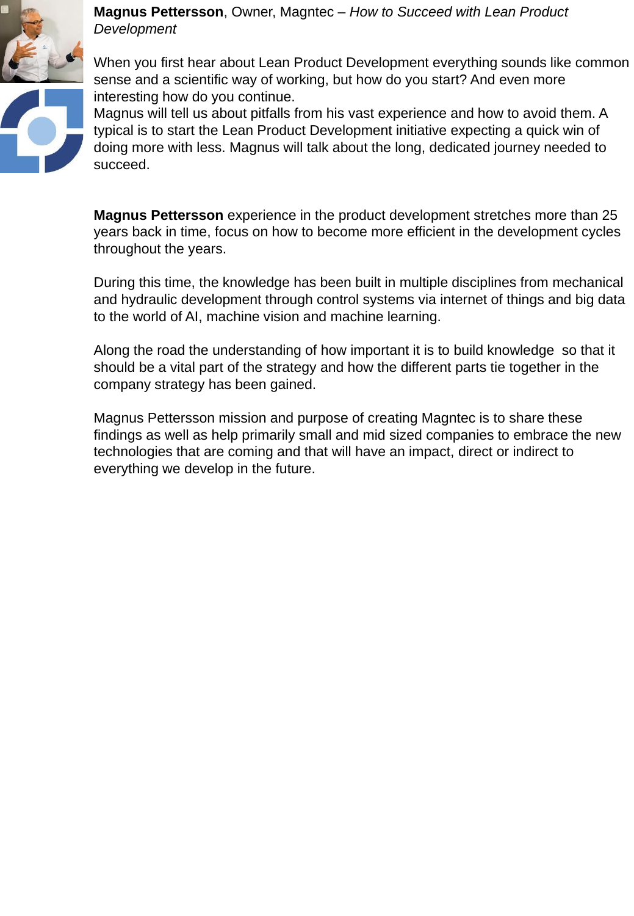**Magnus Pettersson**, Owner, Magntec – *How to Succeed with Lean Product Development*

When you first hear about Lean Product Development everything sounds like common sense and a scientific way of working, but how do you start? And even more interesting how do you continue.
Magnus will tell us about pitfalls from his vast experience and how to avoid them. A typical is to start the Lean Product Development initiative expecting a quick win of doing more with less. Magnus will talk about the long, dedicated journey needed to succeed.

**Magnus Pettersson** experience in the product development stretches more than 25 years back in time, focus on how to become more efficient in the development cycles throughout the years.

During this time, the knowledge has been built in multiple disciplines from mechanical and hydraulic development through control systems via internet of things and big data to the world of AI, machine vision and machine learning.

Along the road the understanding of how important it is to build knowledge so that it should be a vital part of the strategy and how the different parts tie together in the company strategy has been gained.

Magnus Pettersson mission and purpose of creating Magntec is to share these findings as well as help primarily small and mid sized companies to embrace the new technologies that are coming and that will have an impact, direct or indirect to everything we develop in the future.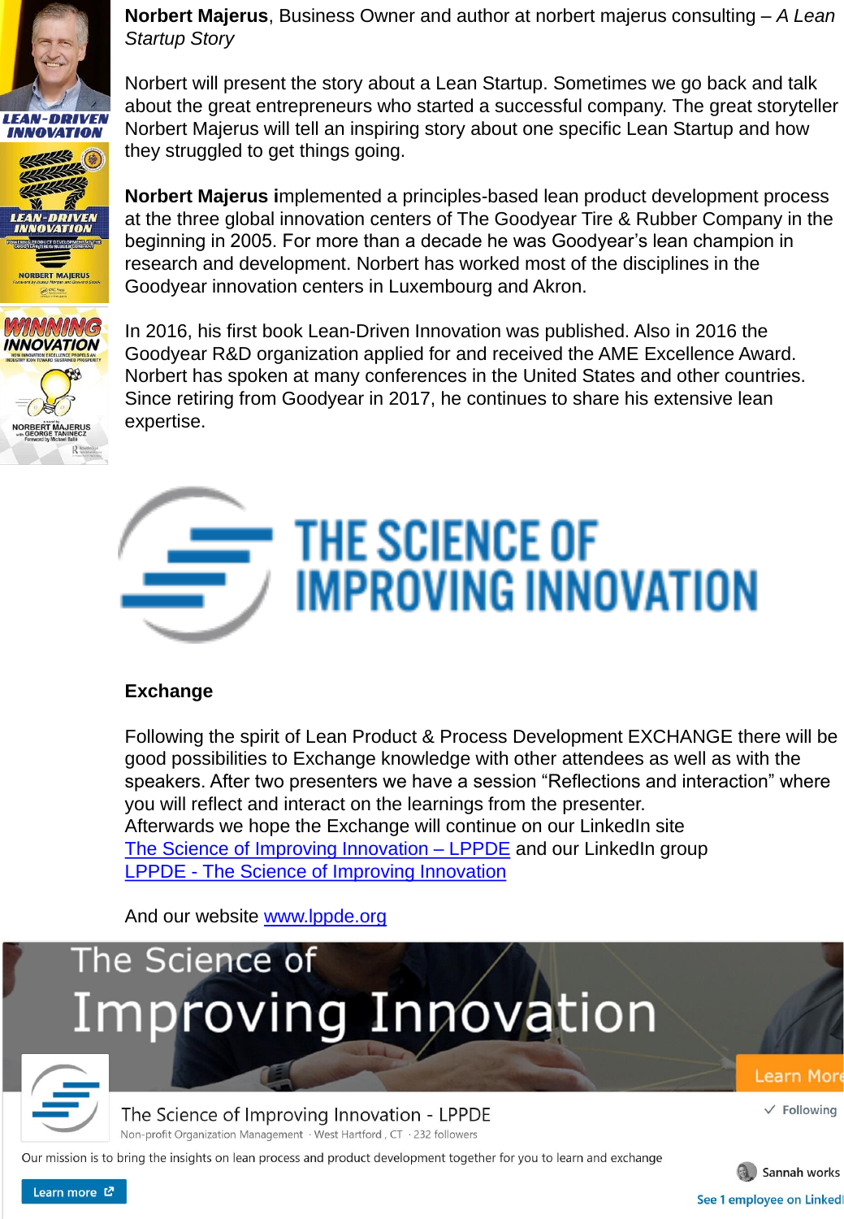**Norbert Majerus**, Business Owner and author at norbert majerus consulting – *A Lean Startup Story*

Norbert will present the story about a Lean Startup. Sometimes we go back and talk about the great entrepreneurs who started a successful company. The great storyteller Norbert Majerus will tell an inspiring story about one specific Lean Startup and how they struggled to get things going.

**Norbert Majerus i**mplemented a principles-based lean product development process at the three global innovation centers of The Goodyear Tire & Rubber Company in the beginning in 2005. For more than a decade he was Goodyear's lean champion in research and development. Norbert has worked most of the disciplines in the Goodyear innovation centers in Luxembourg and Akron.

In 2016, his first book Lean-Driven Innovation was published. Also in 2016 the Goodyear R&D organization applied for and received the AME Excellence Award. Norbert has spoken at many conferences in the United States and other countries. Since retiring from Goodyear in 2017, he continues to share his extensive lean expertise.

THE SCIENCE OF IMPROVING INNOVATION

**Exchange**

Following the spirit of Lean Product & Process Development EXCHANGE there will be good possibilities to Exchange knowledge with other attendees as well as with the speakers. After two presenters we have a session "Reflections and interaction" where you will reflect and interact on the learnings from the presenter.
Afterwards we hope the Exchange will continue on our LinkedIn site [The Science of Improving Innovation – LPPDE] and our LinkedIn group [LPPDE - The Science of Improving Innovation]

And our website [www.lppde.org]

The Science of Improving Innovation

Learn More

The Science of Improving Innovation - LPPDE

Non-profit Organization Management · West Hartford, CT · 232 followers

✓ Following

Our mission is to bring the insights on lean process and product development together for you to learn and exchange

Learn more

Sannah works

See 1 employee on LinkedI